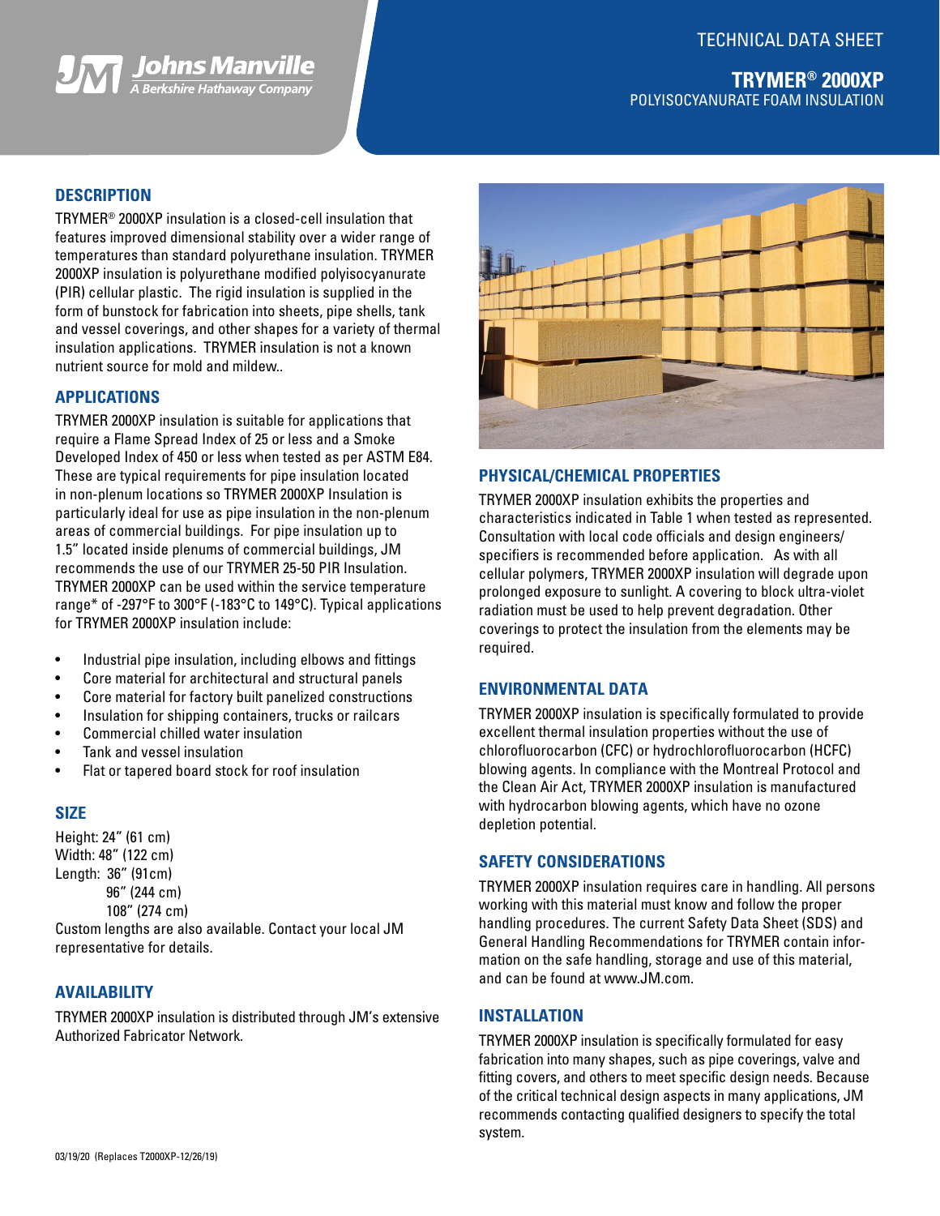Johns Manville
A Berkshire Hathaway Company

TECHNICAL DATA SHEET

# TRYMER® 2000XP

POLYISOCYANURATE FOAM INSULATION

## DESCRIPTION

TRYMER® 2000XP insulation is a closed-cell insulation that features improved dimensional stability over a wider range of temperatures than standard polyurethane insulation. TRYMER 2000XP insulation is polyurethane modified polyisocyanurate (PIR) cellular plastic. The rigid insulation is supplied in the form of bunstock for fabrication into sheets, pipe shells, tank and vessel coverings, and other shapes for a variety of thermal insulation applications. TRYMER insulation is not a known nutrient source for mold and mildew..

## APPLICATIONS

TRYMER 2000XP insulation is suitable for applications that require a Flame Spread Index of 25 or less and a Smoke Developed Index of 450 or less when tested as per ASTM E84. These are typical requirements for pipe insulation located in non-plenum locations so TRYMER 2000XP Insulation is particularly ideal for use as pipe insulation in the non-plenum areas of commercial buildings. For pipe insulation up to 1.5" located inside plenums of commercial buildings, JM recommends the use of our TRYMER 25-50 PIR Insulation. TRYMER 2000XP can be used within the service temperature range* of -297°F to 300°F (-183°C to 149°C). Typical applications for TRYMER 2000XP insulation include:

- Industrial pipe insulation, including elbows and fittings
- Core material for architectural and structural panels
- Core material for factory built panelized constructions
- Insulation for shipping containers, trucks or railcars
- Commercial chilled water insulation
- Tank and vessel insulation
- Flat or tapered board stock for roof insulation

## SIZE

Height: 24" (61 cm)
Width: 48" (122 cm)
Length: 36" (91cm)
96" (244 cm)
108" (274 cm)

Custom lengths are also available. Contact your local JM representative for details.

## AVAILABILITY

TRYMER 2000XP insulation is distributed through JM's extensive Authorized Fabricator Network.

## PHYSICAL/CHEMICAL PROPERTIES

TRYMER 2000XP insulation exhibits the properties and characteristics indicated in Table 1 when tested as represented. Consultation with local code officials and design engineers/specifiers is recommended before application. As with all cellular polymers, TRYMER 2000XP insulation will degrade upon prolonged exposure to sunlight. A covering to block ultra-violet radiation must be used to help prevent degradation. Other coverings to protect the insulation from the elements may be required.

## ENVIRONMENTAL DATA

TRYMER 2000XP insulation is specifically formulated to provide excellent thermal insulation properties without the use of chlorofluorocarbon (CFC) or hydrochlorofluorocarbon (HCFC) blowing agents. In compliance with the Montreal Protocol and the Clean Air Act, TRYMER 2000XP insulation is manufactured with hydrocarbon blowing agents, which have no ozone depletion potential.

## SAFETY CONSIDERATIONS

TRYMER 2000XP insulation requires care in handling. All persons working with this material must know and follow the proper handling procedures. The current Safety Data Sheet (SDS) and General Handling Recommendations for TRYMER contain information on the safe handling, storage and use of this material, and can be found at www.JM.com.

## INSTALLATION

TRYMER 2000XP insulation is specifically formulated for easy fabrication into many shapes, such as pipe coverings, valve and fitting covers, and others to meet specific design needs. Because of the critical technical design aspects in many applications, JM recommends contacting qualified designers to specify the total system.

03/19/20 (Replaces T2000XP-12/26/19)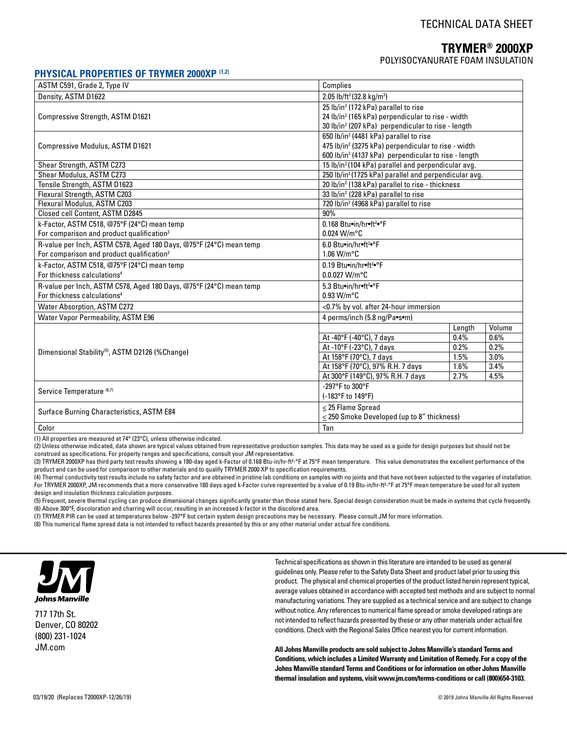TECHNICAL DATA SHEET

# TRYMER® 2000XP

POLYISOCYANURATE FOAM INSULATION

## PHYSICAL PROPERTIES OF TRYMER 2000XP [1,2]

| | | | |
|---|---|---|---|
| ASTM C591, Grade 2, Type IV | Complies | | |
| Density, ASTM D1622 | 2.05 lb/ft³ (32.8 kg/m³) | | |
| Compressive Strength, ASTM D1621 | 25 lb/in² (172 kPa) parallel to rise<br>24 lb/in² (165 kPa) perpendicular to rise - width<br>30 lb/in² (207 kPa) perpendicular to rise - length | | |
| Compressive Modulus, ASTM D1621 | 650 lb/in² (4481 kPa) parallel to rise<br>475 lb/in² (3275 kPa) perpendicular to rise - width<br>600 lb/in² (4137 kPa) perpendicular to rise - length | | |
| Shear Strength, ASTM C273 | 15 lb/in² (104 kPa) parallel and perpendicular avg. | | |
| Shear Modulus, ASTM C273 | 250 lb/in² (1725 kPa) parallel and perpendicular avg. | | |
| Tensile Strength, ASTM D1623 | 20 lb/in² (138 kPa) parallel to rise - thickness | | |
| Flexural Strength, ASTM C203 | 33 lb/in² (228 kPa) parallel to rise | | |
| Flexural Modulus, ASTM C203 | 720 lb/in² (4968 kPa) parallel to rise | | |
| Closed cell Content, ASTM D2845 | 90% | | |
| k-Factor, ASTM C518, @75°F (24°C) mean temp<br>For comparison and product qualification[3] | 0.168 Btu•in/hr•ft²•°F<br>0.024 W/m°C | | |
| R-value per Inch, ASTM C578, Aged 180 Days, @75°F (24°C) mean temp<br>For comparison and product qualification[3] | 6.0 Btu•in/hr•ft²•°F<br>1.06 W/m°C | | |
| k-Factor, ASTM C518, @75°F (24°C) mean temp<br>For thickness calculations[4] | 0.19 Btu•in/hr•ft²•°F<br>0.0.027 W/m°C | | |
| R-value per Inch, ASTM C578, Aged 180 Days, @75°F (24°C) mean temp<br>For thickness calculations[4] | 5.3 Btu•in/hr•ft²•°F<br>0.93 W/m°C | | |
| Water Absorption, ASTM C272 | <0.7% by vol. after 24-hour immersion | | |
| Water Vapor Permeability, ASTM E96 | 4 perms/inch (5.8 ng/Pa•s•m) | | |
| Dimensional Stability[5], ASTM D2126 (%Change) | | Length | Volume |
| | At -40°F (-40°C), 7 days | 0.4% | 0.6% |
| | At -10°F (-23°C), 7 days | 0.2% | 0.2% |
| | At 158°F (70°C), 7 days | 1.5% | 3.0% |
| | At 158°F (70°C), 97% R.H. 7 days | 1.6% | 3.4% |
| | At 300°F (149°C), 97% R.H. 7 days | 2.7% | 4.5% |
| Service Temperature [6,7] | -297°F to 300°F<br>(-183°F to 149°F) | | |
| Surface Burning Characteristics, ASTM E84 | ≤ 25 Flame Spread<br>≤ 250 Smoke Developed (up to 8" thickness) | | |
| Color | Tan | | |

(1) All properties are measured at 74° (23°C), unless otherwise indicated.
(2) Unless otherwise indicated, data shown are typical values obtained from representative production samples. This data may be used as a guide for design purposes but should not be construed as specifications. For property ranges and specifications, consult your JM representative.
(3) TRYMER 2000XP has third party test results showing a 180-day aged k-Factor of 0.168 Btu-in/hr-ft²-°F at 75°F mean temperature. This value demonstrates the excellent performance of the product and can be used for comparison to other materials and to qualify TRYMER 2000 XP to specification requirements.
(4) Thermal conductivity test results include no safety factor and are obtained in pristine lab conditions on samples with no joints and that have not been subjected to the vagaries of installation. For TRYMER 2000XP, JM recommends that a more conservative 180 days aged k-Factor curve represented by a value of 0.19 Btu-in/hr-ft²-°F at 75°F mean temperature be used for all system design and insulation thickness calculation purposes.
(5) Frequent, severe thermal cycling can produce dimensional changes significantly greater than those stated here. Special design consideration must be made in systems that cycle frequently.
(6) Above 300°F, discoloration and charring will occur, resulting in an increased k-factor in the discolored area.
(7) TRYMER PIR can be used at temperatures below -297°F but certain system design precautions may be necessary. Please consult JM for more information.
(8) This numerical flame spread data is not intended to reflect hazards presented by this or any other material under actual fire conditions.

Johns Manville
717 17th St.
Denver, CO 80202
(800) 231-1024
JM.com

Technical specifications as shown in this literature are intended to be used as general guidelines only. Please refer to the Safety Data Sheet and product label prior to using this product. The physical and chemical properties of the product listed herein represent typical, average values obtained in accordance with accepted test methods and are subject to normal manufacturing variations. They are supplied as a technical service and are subject to change without notice. Any references to numerical flame spread or smoke developed ratings are not intended to reflect hazards presented by these or any other materials under actual fire conditions. Check with the Regional Sales Office nearest you for current information.

**All Johns Manville products are sold subject to Johns Manville's standard Terms and Conditions, which includes a Limited Warranty and Limitation of Remedy. For a copy of the Johns Manville standard Terms and Conditions or for information on other Johns Manville thermal insulation and systems, visit www.jm.com/terms-conditions or call (800)654-3103.**

03/19/20 (Replaces T2000XP-12/26/19)

© 2019 Johns Manville All Rights Reserved